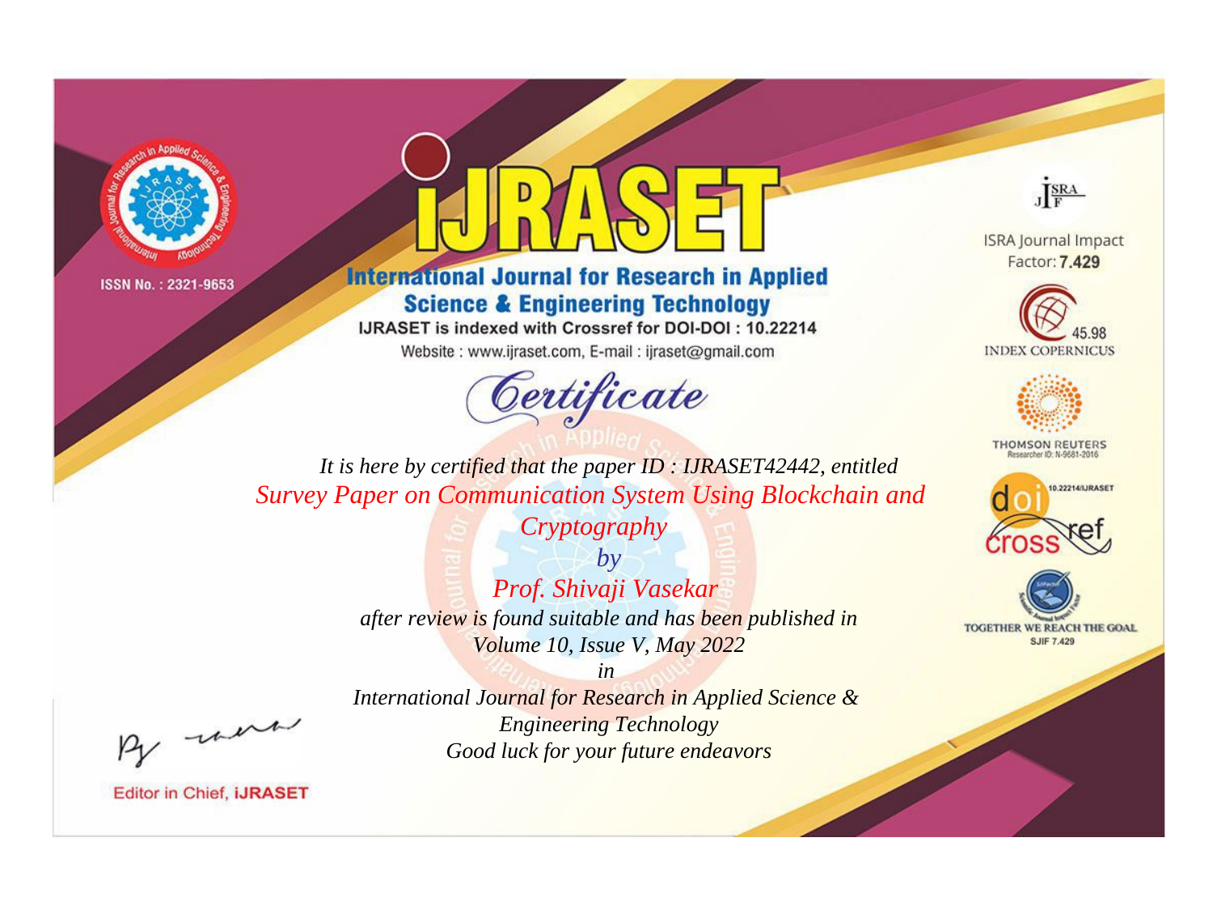ISSN No. : 2321-9653

# IJRASET

## International Journal for Research in Applied Science & Engineering Technology

IJRASET is indexed with Crossref for DOI-DOI : 10.22214

Website : www.ijraset.com, E-mail : ijraset@gmail.com

ISRA Journal Impact Factor: **7.429**

45.98 INDEX COPERNICUS

THOMSON REUTERS Researcher ID: N-9681-2016

10.22214/IJRASET

TOGETHER WE REACH THE GOAL SJIF 7.429

# *Certificate*

*It is here by certified that the paper ID : IJRASET42442, entitled*

*Survey Paper on Communication System Using Blockchain and Cryptography*

*by*

*Prof. Shivaji Vasekar*

*after review is found suitable and has been published in*

*Volume 10, Issue V, May 2022*

*in*

*International Journal for Research in Applied Science & Engineering Technology*

*Good luck for your future endeavors*

Editor in Chief, **IJRASET**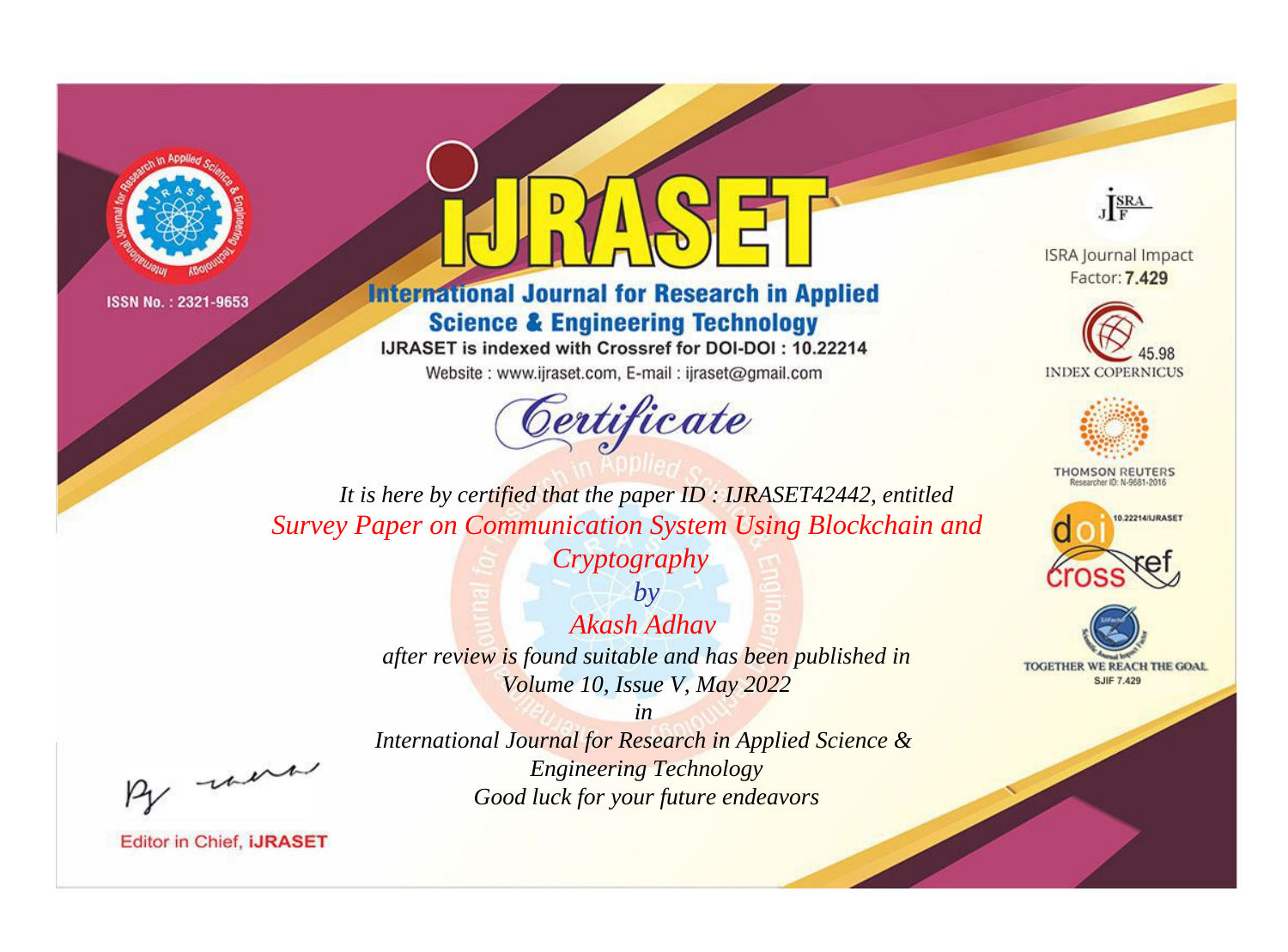ISSN No. : 2321-9653

# iJRASET

## International Journal for Research in Applied Science & Engineering Technology

IJRASET is indexed with Crossref for DOI-DOI : 10.22214

Website : www.ijraset.com, E-mail : ijraset@gmail.com

ISRA Journal Impact Factor: **7.429**

45.98 INDEX COPERNICUS

THOMSON REUTERS Researcher ID: N-9681-2016

10.22214/IJRASET

TOGETHER WE REACH THE GOAL SJIF 7.429

*Certificate*

*It is here by certified that the paper ID : IJRASET42442, entitled*

*Survey Paper on Communication System Using Blockchain and Cryptography*

*by*

*Akash Adhav*

*after review is found suitable and has been published in*

*Volume 10, Issue V, May 2022*

*in*

*International Journal for Research in Applied Science & Engineering Technology*

*Good luck for your future endeavors*

Editor in Chief, iJRASET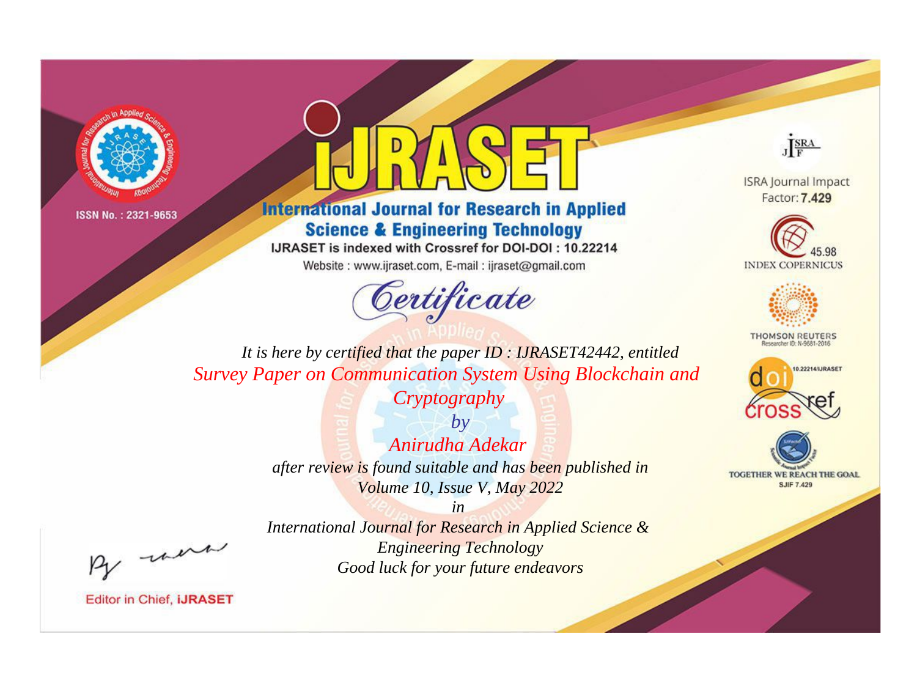ISSN No. : 2321-9653

# iJRASET

## International Journal for Research in Applied Science & Engineering Technology

IJRASET is indexed with Crossref for DOI-DOI : 10.22214

Website : www.ijraset.com, E-mail : ijraset@gmail.com

# Certificate

*It is here by certified that the paper ID : IJRASET42442, entitled*

*Survey Paper on Communication System Using Blockchain and Cryptography*

*by*

*Anirudha Adekar*

*after review is found suitable and has been published in*

*Volume 10, Issue V, May 2022*

*in*

*International Journal for Research in Applied Science & Engineering Technology*

*Good luck for your future endeavors*

ISRA Journal Impact Factor: **7.429**

45.98 INDEX COPERNICUS

THOMSON REUTERS Researcher ID: N-9681-2016

10.22214/IJRASET

TOGETHER WE REACH THE GOAL SJIF 7.429

Editor in Chief, **iJRASET**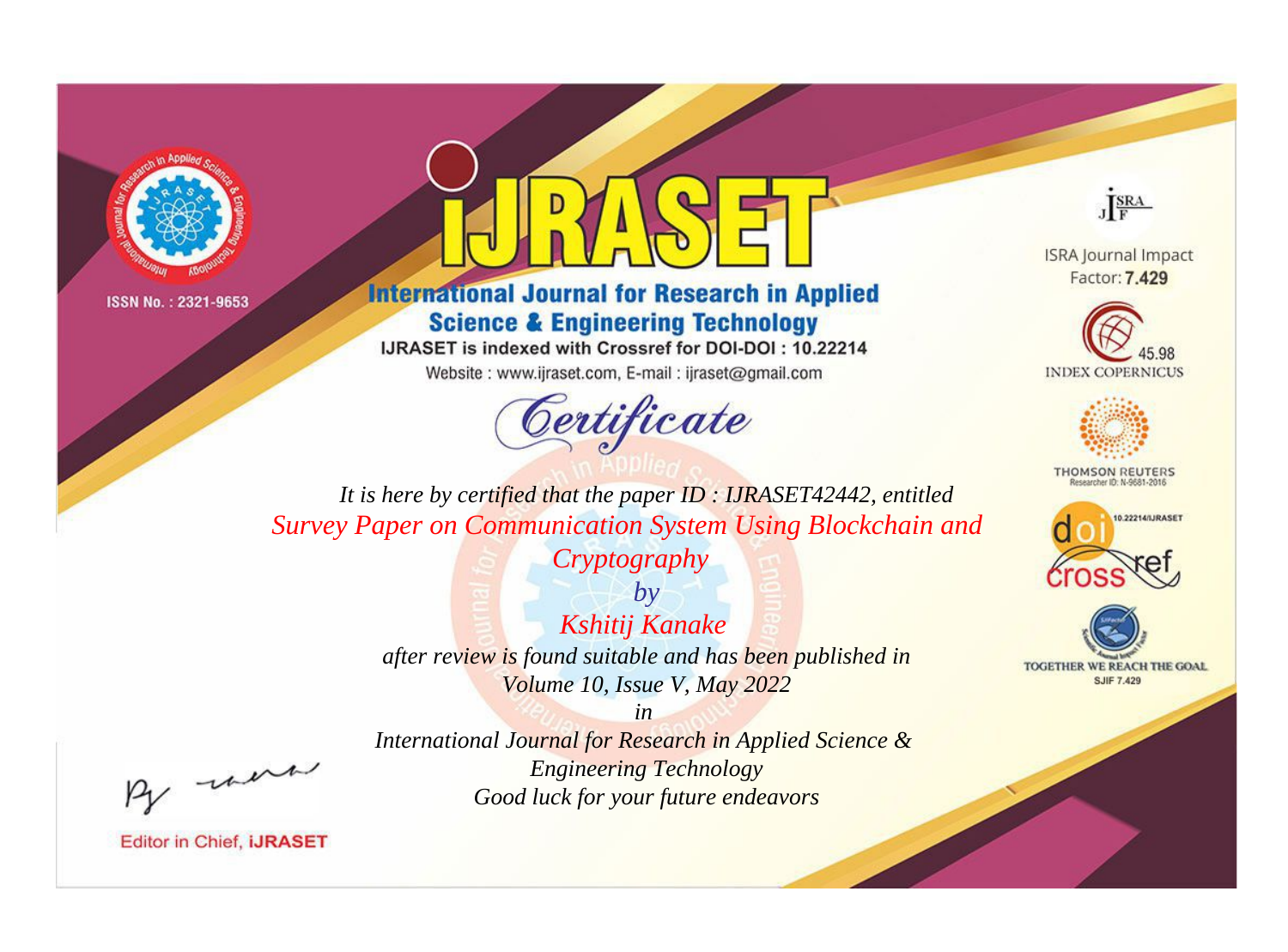ISSN No. : 2321-9653

# iJRASET

## International Journal for Research in Applied Science & Engineering Technology

IJRASET is indexed with Crossref for DOI-DOI : 10.22214

Website : www.ijraset.com, E-mail : ijraset@gmail.com

# Certificate

*It is here by certified that the paper ID : IJRASET42442, entitled*

*Survey Paper on Communication System Using Blockchain and Cryptography*

*by*

*Kshitij Kanake*

*after review is found suitable and has been published in*

*Volume 10, Issue V, May 2022*

*in*

*International Journal for Research in Applied Science & Engineering Technology*

*Good luck for your future endeavors*

ISRA Journal Impact Factor: **7.429**

45.98 INDEX COPERNICUS

THOMSON REUTERS Researcher ID: N-9681-2016

10.22214/IJRASET

TOGETHER WE REACH THE GOAL SJIF 7.429

Editor in Chief, **iJRASET**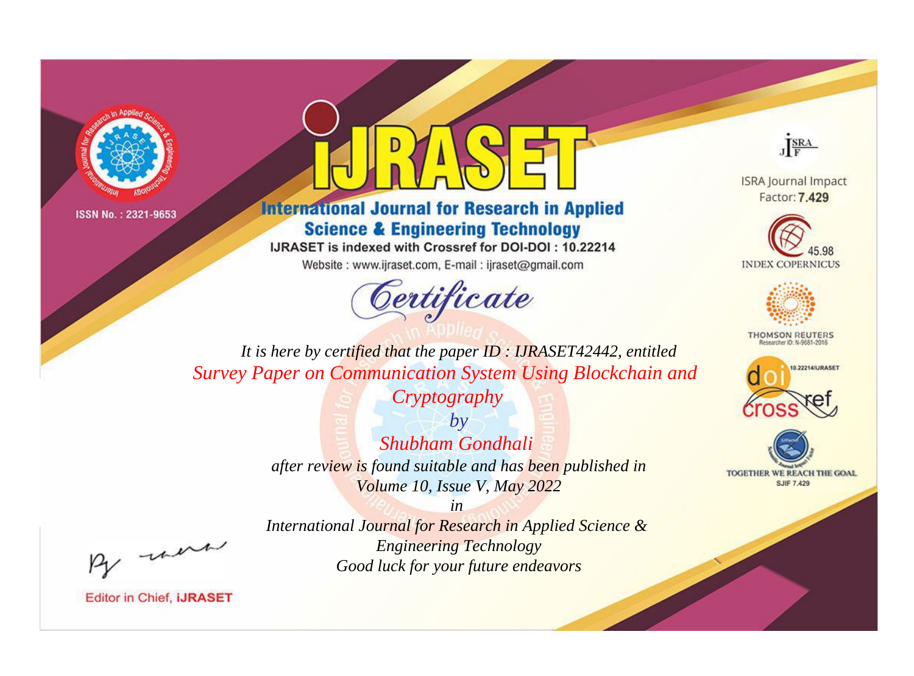ISSN No. : 2321-9653

# iJRASET

## International Journal for Research in Applied Science & Engineering Technology

IJRASET is indexed with Crossref for DOI-DOI : 10.22214

Website : www.ijraset.com, E-mail : ijraset@gmail.com

ISRA Journal Impact Factor: **7.429**

45.98 INDEX COPERNICUS

THOMSON REUTERS Researcher ID: N-9681-2016

10.22214/IJRASET

TOGETHER WE REACH THE GOAL SJIF 7.429

# *Certificate*

*It is here by certified that the paper ID : IJRASET42442, entitled*

*Survey Paper on Communication System Using Blockchain and Cryptography*

*by*

*Shubham Gondhali*

*after review is found suitable and has been published in*

*Volume 10, Issue V, May 2022*

*in*

*International Journal for Research in Applied Science & Engineering Technology*

*Good luck for your future endeavors*

Editor in Chief, **iJRASET**